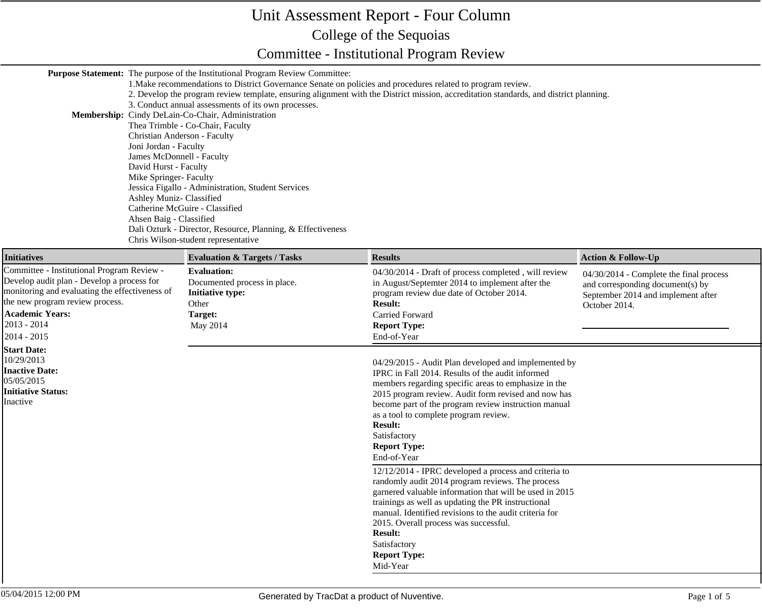# Unit Assessment Report - Four Column

## College of the Sequoias

## Committee - Institutional Program Review

**Purpose Statement:** The purpose of the Institutional Program Review Committee:
1.Make recommendations to District Governance Senate on policies and procedures related to program review.
2. Develop the program review template, ensuring alignment with the District mission, accreditation standards, and district planning.
3. Conduct annual assessments of its own processes.

**Membership:** Cindy DeLain-Co-Chair, Administration
Thea Trimble - Co-Chair, Faculty
Christian Anderson - Faculty
Joni Jordan - Faculty
James McDonnell - Faculty
David Hurst - Faculty
Mike Springer- Faculty
Jessica Figallo - Administration, Student Services
Ashley Muniz- Classified
Catherine McGuire - Classified
Ahsen Baig - Classified
Dali Ozturk - Director, Resource, Planning, & Effectiveness
Chris Wilson-student representative

| Initiatives | Evaluation & Targets / Tasks | Results | Action & Follow-Up |
|---|---|---|---|
| Committee - Institutional Program Review - Develop audit plan - Develop a process for monitoring and evaluating the effectiveness of the new program review process.<br>**Academic Years:**<br>2013 - 2014<br>2014 - 2015<br>**Start Date:**<br>10/29/2013<br>**Inactive Date:**<br>05/05/2015<br>**Initiative Status:**<br>Inactive | **Evaluation:**<br>Documented process in place.<br>**Initiative type:**<br>Other<br>**Target:**<br>May 2014 | 04/30/2014 - Draft of process completed , will review in August/Septemter 2014 to implement after the program review due date of October 2014.<br>**Result:**<br>Carried Forward<br>**Report Type:**<br>End-of-Year | 04/30/2014 - Complete the final process and corresponding document(s) by September 2014 and implement after October 2014. |
| | | 04/29/2015 - Audit Plan developed and implemented by IPRC in Fall 2014. Results of the audit informed members regarding specific areas to emphasize in the 2015 program review. Audit form revised and now has become part of the program review instruction manual as a tool to complete program review.<br>**Result:**<br>Satisfactory<br>**Report Type:**<br>End-of-Year | |
| | | 12/12/2014 - IPRC developed a process and criteria to randomly audit 2014 program reviews. The process garnered valuable information that will be used in 2015 trainings as well as updating the PR instructional manual. Identified revisions to the audit criteria for 2015. Overall process was successful.<br>**Result:**<br>Satisfactory<br>**Report Type:**<br>Mid-Year | |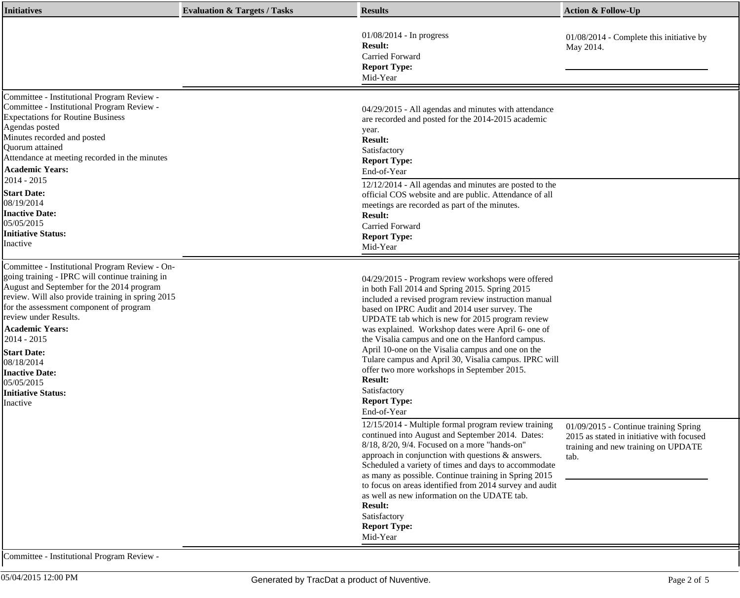| Initiatives | Evaluation & Targets / Tasks | Results | Action & Follow-Up |
|---|---|---|---|
| | | 01/08/2014 - In progress<br>**Result:**<br>Carried Forward<br>**Report Type:**<br>Mid-Year | 01/08/2014 - Complete this initiative by May 2014. |
| Committee - Institutional Program Review - Committee - Institutional Program Review - Expectations for Routine Business<br>Agendas posted<br>Minutes recorded and posted<br>Quorum attained<br>Attendance at meeting recorded in the minutes<br>**Academic Years:**<br>2014 - 2015<br>**Start Date:**<br>08/19/2014<br>**Inactive Date:**<br>05/05/2015<br>**Initiative Status:**<br>Inactive | | 04/29/2015 - All agendas and minutes with attendance are recorded and posted for the 2014-2015 academic year.<br>**Result:**<br>Satisfactory<br>**Report Type:**<br>End-of-Year | |
| | | 12/12/2014 - All agendas and minutes are posted to the official COS website and are public. Attendance of all meetings are recorded as part of the minutes.<br>**Result:**<br>Carried Forward<br>**Report Type:**<br>Mid-Year | |
| Committee - Institutional Program Review - On-going training - IPRC will continue training in August and September for the 2014 program review. Will also provide training in spring 2015 for the assessment component of program review under Results.<br>**Academic Years:**<br>2014 - 2015<br>**Start Date:**<br>08/18/2014<br>**Inactive Date:**<br>05/05/2015<br>**Initiative Status:**<br>Inactive | | 04/29/2015 - Program review workshops were offered in both Fall 2014 and Spring 2015. Spring 2015 included a revised program review instruction manual based on IPRC Audit and 2014 user survey. The UPDATE tab which is new for 2015 program review was explained. Workshop dates were April 6- one of the Visalia campus and one on the Hanford campus. April 10-one on the Visalia campus and one on the Tulare campus and April 30, Visalia campus. IPRC will offer two more workshops in September 2015.<br>**Result:**<br>Satisfactory<br>**Report Type:**<br>End-of-Year | |
| | | 12/15/2014 - Multiple formal program review training continued into August and September 2014. Dates: 8/18, 8/20, 9/4. Focused on a more "hands-on" approach in conjunction with questions & answers. Scheduled a variety of times and days to accommodate as many as possible. Continue training in Spring 2015 to focus on areas identified from 2014 survey and audit as well as new information on the UDATE tab.<br>**Result:**<br>Satisfactory<br>**Report Type:**<br>Mid-Year | 01/09/2015 - Continue training Spring 2015 as stated in initiative with focused training and new training on UPDATE tab. |
| Committee - Institutional Program Review - | | | |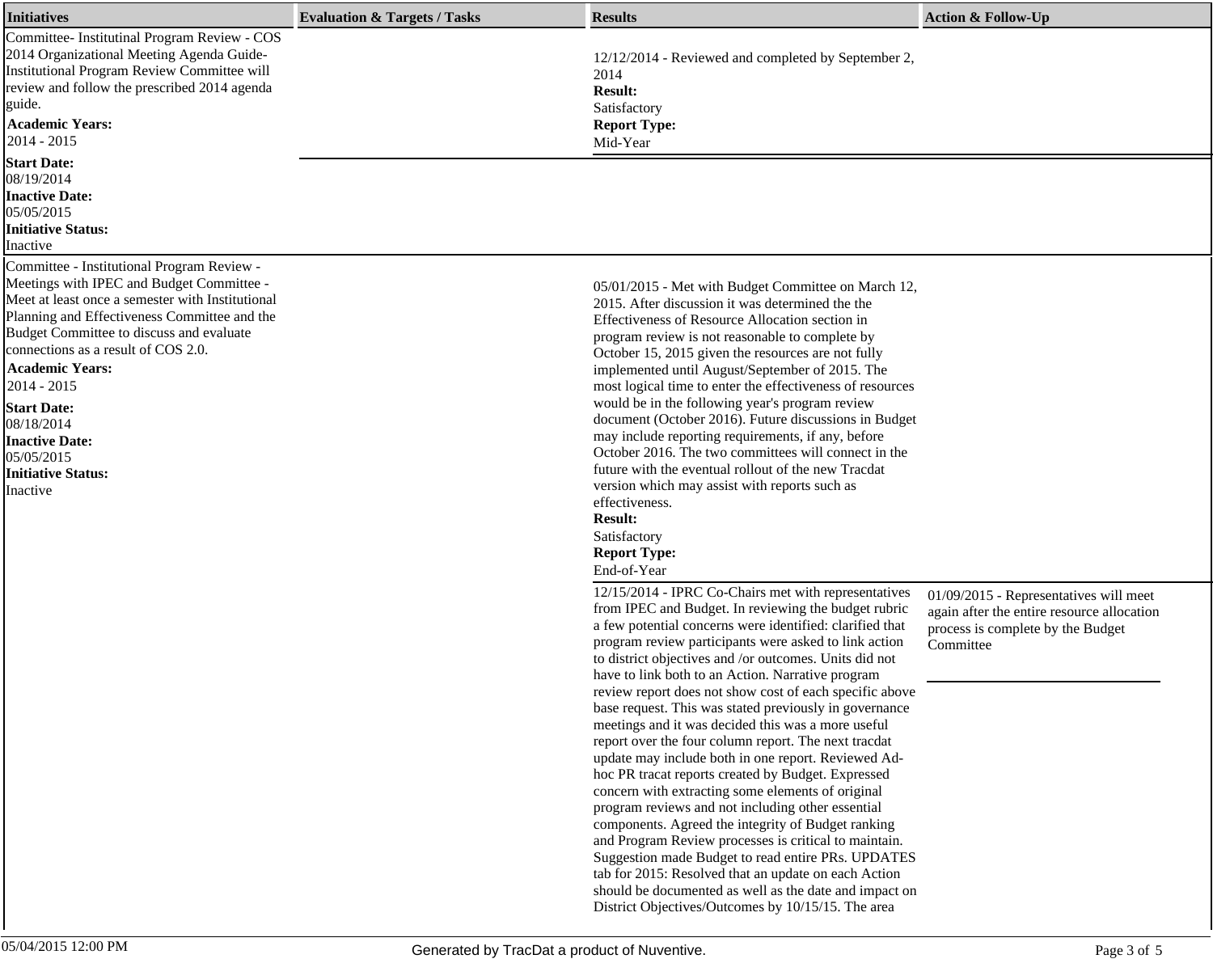| Initiatives | Evaluation & Targets / Tasks | Results | Action & Follow-Up |
| --- | --- | --- | --- |
| Committee- Institutinal Program Review - COS 2014 Organizational Meeting Agenda Guide- Institutional Program Review Committee will review and follow the prescribed 2014 agenda guide.<br>**Academic Years:**<br>2014 - 2015<br>**Start Date:**<br>08/19/2014<br>**Inactive Date:**<br>05/05/2015<br>**Initiative Status:**<br>Inactive | | 12/12/2014 - Reviewed and completed by September 2, 2014<br>**Result:**<br>Satisfactory<br>**Report Type:**<br>Mid-Year | |
| Committee - Institutional Program Review - Meetings with IPEC and Budget Committee - Meet at least once a semester with Institutional Planning and Effectiveness Committee and the Budget Committee to discuss and evaluate connections as a result of COS 2.0.<br>**Academic Years:**<br>2014 - 2015<br>**Start Date:**<br>08/18/2014<br>**Inactive Date:**<br>05/05/2015<br>**Initiative Status:**<br>Inactive | | 05/01/2015 - Met with Budget Committee on March 12, 2015. After discussion it was determined the the Effectiveness of Resource Allocation section in program review is not reasonable to complete by October 15, 2015 given the resources are not fully implemented until August/September of 2015. The most logical time to enter the effectiveness of resources would be in the following year's program review document (October 2016). Future discussions in Budget may include reporting requirements, if any, before October 2016. The two committees will connect in the future with the eventual rollout of the new Tracdat version which may assist with reports such as effectiveness.<br>**Result:**<br>Satisfactory<br>**Report Type:**<br>End-of-Year | |
| | | 12/15/2014 - IPRC Co-Chairs met with representatives from IPEC and Budget. In reviewing the budget rubric a few potential concerns were identified: clarified that program review participants were asked to link action to district objectives and /or outcomes. Units did not have to link both to an Action. Narrative program review report does not show cost of each specific above base request. This was stated previously in governance meetings and it was decided this was a more useful report over the four column report. The next tracdat update may include both in one report. Reviewed Ad-hoc PR tracat reports created by Budget. Expressed concern with extracting some elements of original program reviews and not including other essential components. Agreed the integrity of Budget ranking and Program Review processes is critical to maintain. Suggestion made Budget to read entire PRs. UPDATES tab for 2015: Resolved that an update on each Action should be documented as well as the date and impact on District Objectives/Outcomes by 10/15/15. The area | 01/09/2015 - Representatives will meet again after the entire resource allocation process is complete by the Budget Committee |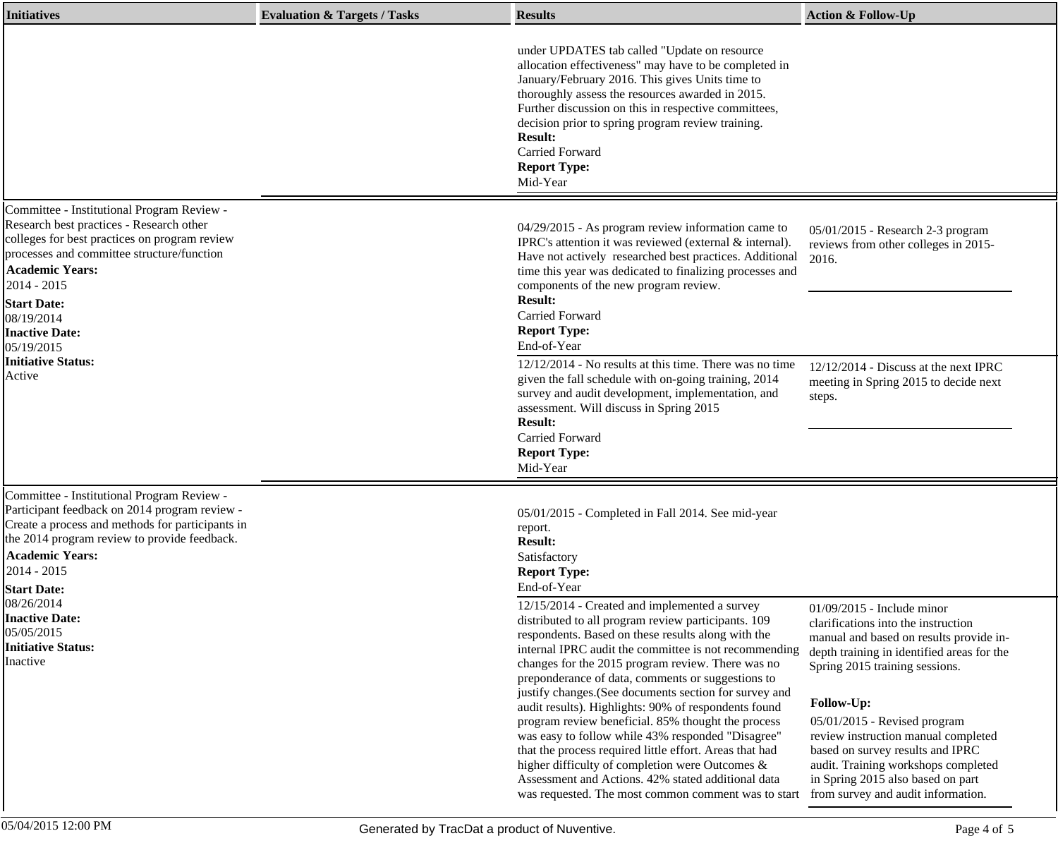| Initiatives | Evaluation & Targets / Tasks | Results | Action & Follow-Up |
|---|---|---|---|
| | | under UPDATES tab called "Update on resource allocation effectiveness" may have to be completed in January/February 2016. This gives Units time to thoroughly assess the resources awarded in 2015. Further discussion on this in respective committees, decision prior to spring program review training.<br>**Result:**<br>Carried Forward<br>**Report Type:**<br>Mid-Year | |
| Committee - Institutional Program Review - Research best practices - Research other colleges for best practices on program review processes and committee structure/function<br>**Academic Years:**<br>2014 - 2015<br>**Start Date:**<br>08/19/2014<br>**Inactive Date:**<br>05/19/2015<br>**Initiative Status:**<br>Active | | 04/29/2015 - As program review information came to IPRC's attention it was reviewed (external & internal). Have not actively researched best practices. Additional time this year was dedicated to finalizing processes and components of the new program review.<br>**Result:**<br>Carried Forward<br>**Report Type:**<br>End-of-Year | 05/01/2015 - Research 2-3 program reviews from other colleges in 2015-2016. |
| | | 12/12/2014 - No results at this time. There was no time given the fall schedule with on-going training, 2014 survey and audit development, implementation, and assessment. Will discuss in Spring 2015<br>**Result:**<br>Carried Forward<br>**Report Type:**<br>Mid-Year | 12/12/2014 - Discuss at the next IPRC meeting in Spring 2015 to decide next steps. |
| Committee - Institutional Program Review - Participant feedback on 2014 program review - Create a process and methods for participants in the 2014 program review to provide feedback.<br>**Academic Years:**<br>2014 - 2015<br>**Start Date:**<br>08/26/2014<br>**Inactive Date:**<br>05/05/2015<br>**Initiative Status:**<br>Inactive | | 05/01/2015 - Completed in Fall 2014. See mid-year report.<br>**Result:**<br>Satisfactory<br>**Report Type:**<br>End-of-Year | |
| | | 12/15/2014 - Created and implemented a survey distributed to all program review participants. 109 respondents. Based on these results along with the internal IPRC audit the committee is not recommending changes for the 2015 program review. There was no preponderance of data, comments or suggestions to justify changes.(See documents section for survey and audit results). Highlights: 90% of respondents found program review beneficial. 85% thought the process was easy to follow while 43% responded "Disagree" that the process required little effort. Areas that had higher difficulty of completion were Outcomes & Assessment and Actions. 42% stated additional data was requested. The most common comment was to start | 01/09/2015 - Include minor clarifications into the instruction manual and based on results provide in-depth training in identified areas for the Spring 2015 training sessions.<br>**Follow-Up:**<br>05/01/2015 - Revised program review instruction manual completed based on survey results and IPRC audit. Training workshops completed in Spring 2015 also based on part from survey and audit information. |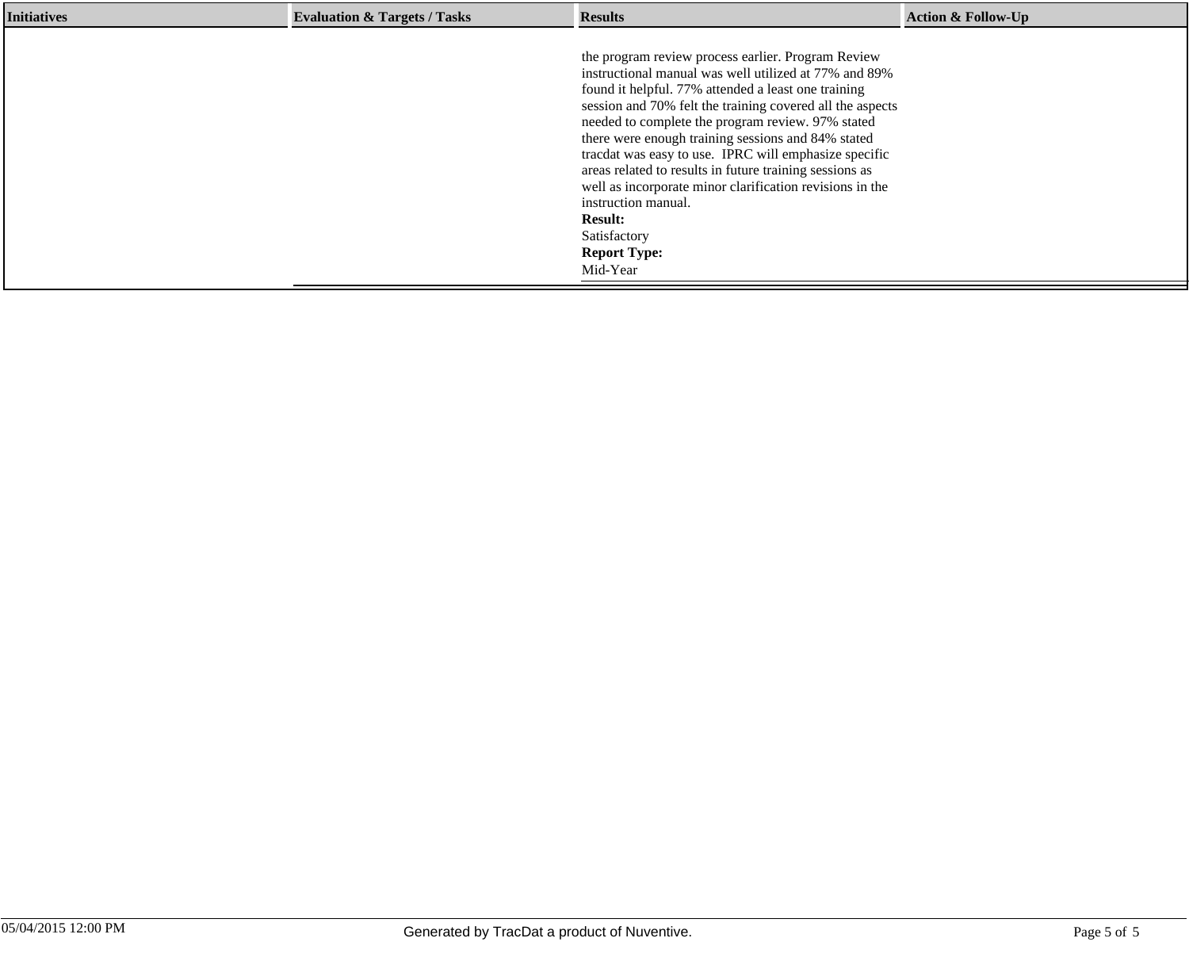| Initiatives | Evaluation & Targets / Tasks | Results | Action & Follow-Up |
|---|---|---|---|
| | | the program review process earlier. Program Review instructional manual was well utilized at 77% and 89% found it helpful. 77% attended a least one training session and 70% felt the training covered all the aspects needed to complete the program review. 97% stated there were enough training sessions and 84% stated tracdat was easy to use. IPRC will emphasize specific areas related to results in future training sessions as well as incorporate minor clarification revisions in the instruction manual.<br>**Result:**<br>Satisfactory<br>**Report Type:**<br>Mid-Year | |